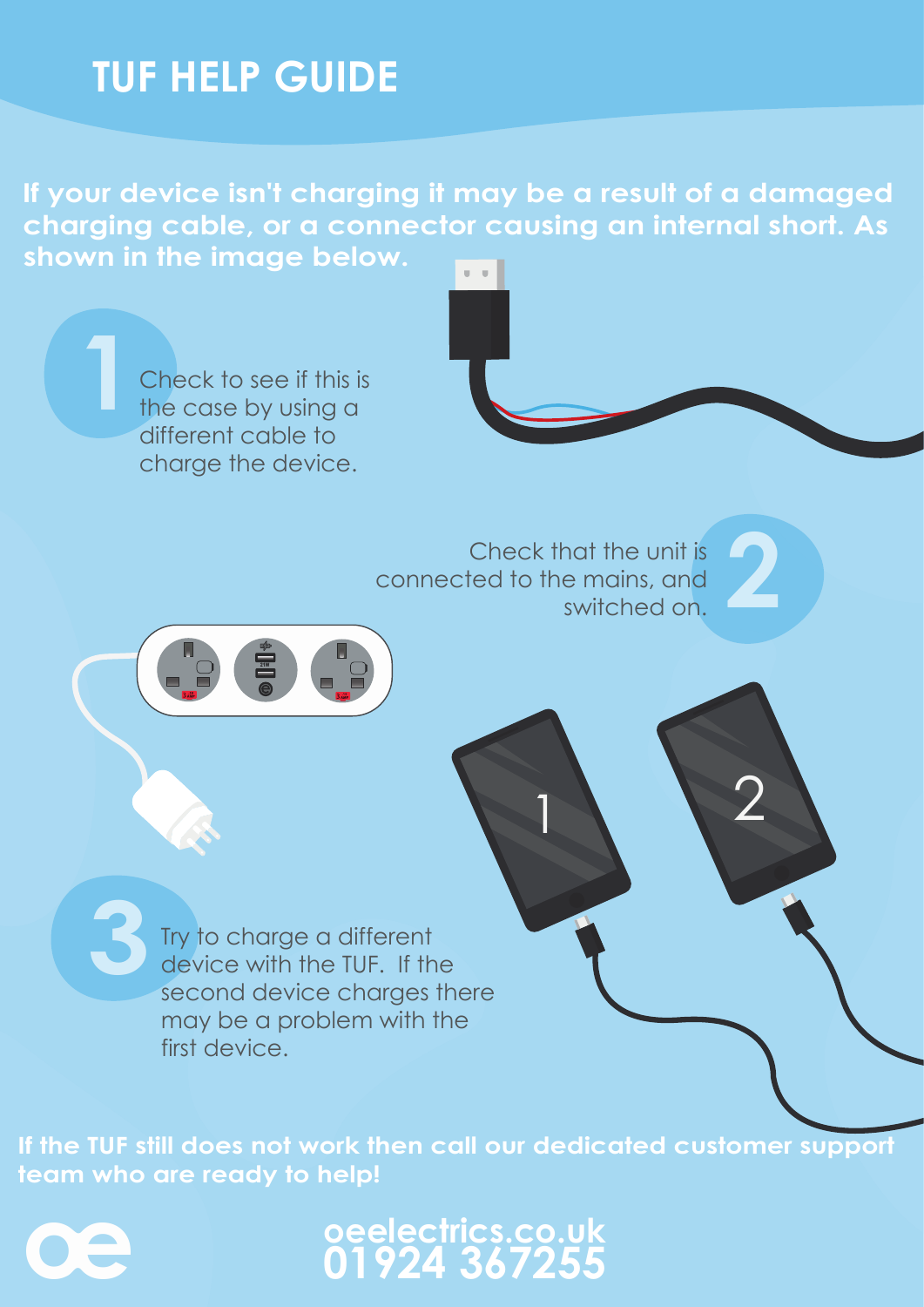# TUF HELP GUIDE

**If your device isn't charging it may be a result of a damaged charging cable, or a connector causing an internal short. As shown in the image below.**

1. Check to see if this is the case by using a different cable to charge the device.

2. Check that the unit is connected to the mains, and switched on.

3. Try to charge a different device with the TUF. If the second device charges there may be a problem with the first device.

**If the TUF still does not work then call our dedicated customer support team who are ready to help!**

**oeelectrics.co.uk**
**01924 367255**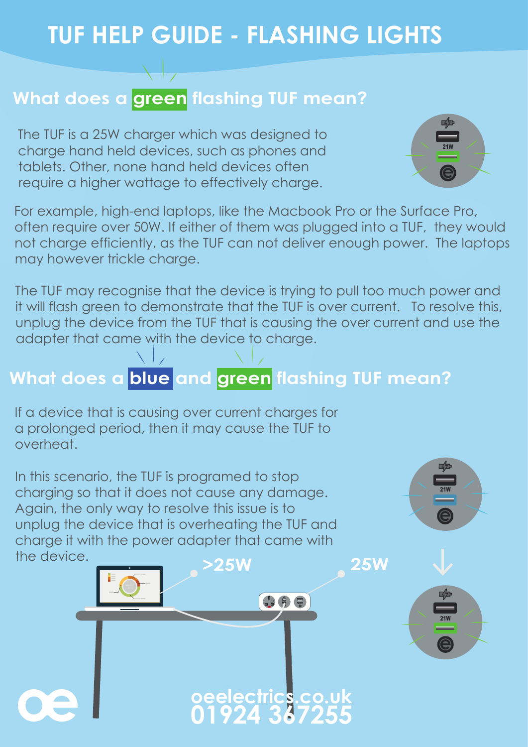# TUF HELP GUIDE - FLASHING LIGHTS

## What does a green flashing TUF mean?

The TUF is a 25W charger which was designed to charge hand held devices, such as phones and tablets. Other, none hand held devices often require a higher wattage to effectively charge.

For example, high-end laptops, like the Macbook Pro or the Surface Pro, often require over 50W. If either of them was plugged into a TUF, they would not charge efficiently, as the TUF can not deliver enough power. The laptops may however trickle charge.

The TUF may recognise that the device is trying to pull too much power and it will flash green to demonstrate that the TUF is over current. To resolve this, unplug the device from the TUF that is causing the over current and use the adapter that came with the device to charge.

## What does a blue and green flashing TUF mean?

If a device that is causing over current charges for a prolonged period, then it may cause the TUF to overheat.

In this scenario, the TUF is programed to stop charging so that it does not cause any damage. Again, the only way to resolve this issue is to unplug the device that is overheating the TUF and charge it with the power adapter that came with the device.

>25W

25W

21W

oeelectrics.co.uk
01924 367255